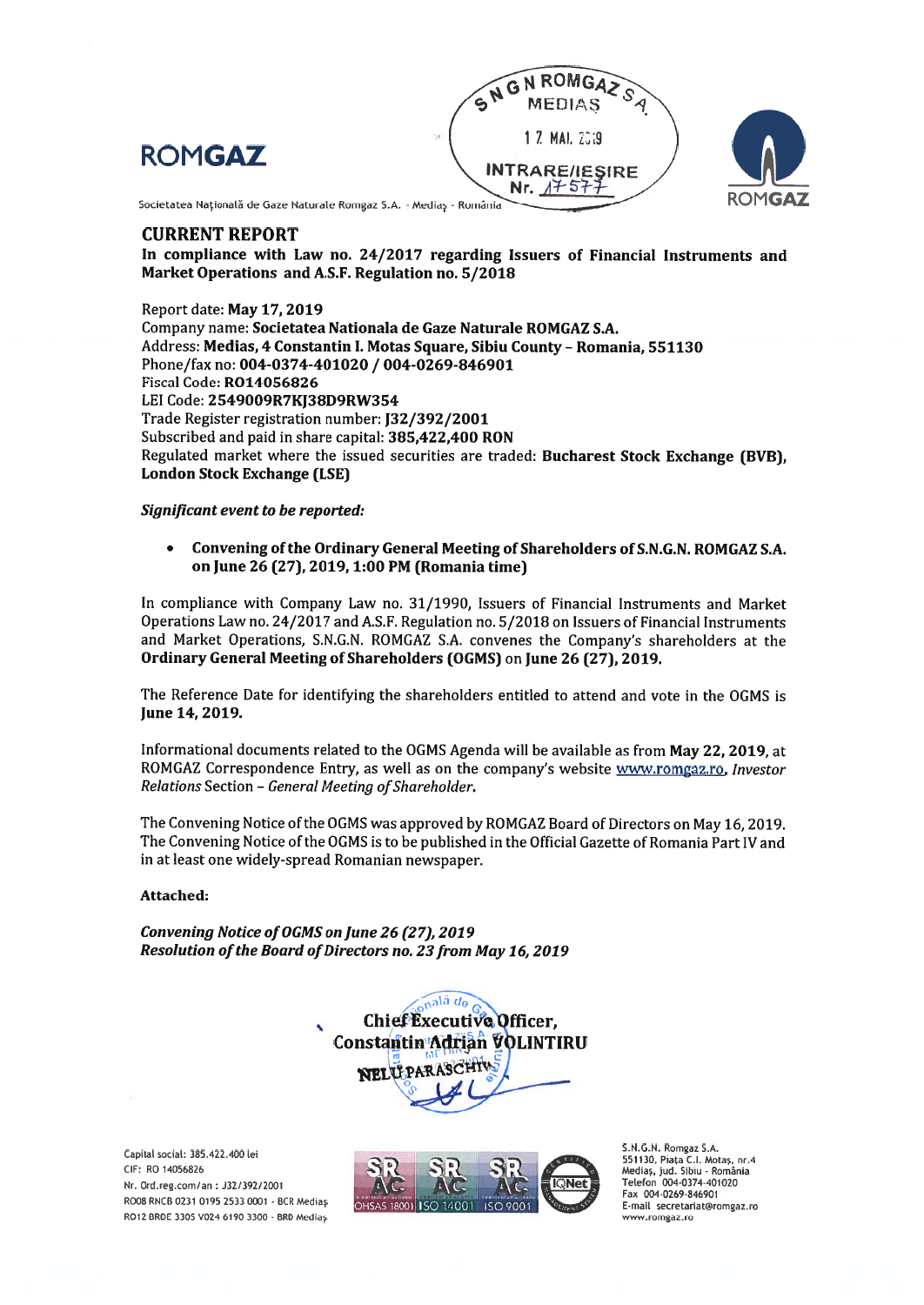ROMGAZ

Societatea Naţională de Gaze Naturale Romgaz S.A. - Mediaş - România

S N G N ROMGAZ S.A.
MEDIAŞ
17 MAI 2019
INTRARE/IEŞIRE
Nr. 17577

ROMGAZ

## CURRENT REPORT

**In compliance with Law no. 24/2017 regarding Issuers of Financial Instruments and Market Operations and A.S.F. Regulation no. 5/2018**

Report date: **May 17, 2019**
Company name: **Societatea Nationala de Gaze Naturale ROMGAZ S.A.**
Address: **Medias, 4 Constantin I. Motas Square, Sibiu County – Romania, 551130**
Phone/fax no: **004-0374-401020 / 004-0269-846901**
Fiscal Code: **RO14056826**
LEI Code: **2549009R7KJ38D9RW354**
Trade Register registration number: **J32/392/2001**
Subscribed and paid in share capital: **385,422,400 RON**
Regulated market where the issued securities are traded: **Bucharest Stock Exchange (BVB), London Stock Exchange (LSE)**

***Significant event to be reported:***

- **Convening of the Ordinary General Meeting of Shareholders of S.N.G.N. ROMGAZ S.A. on June 26 (27), 2019, 1:00 PM (Romania time)**

In compliance with Company Law no. 31/1990, Issuers of Financial Instruments and Market Operations Law no. 24/2017 and A.S.F. Regulation no. 5/2018 on Issuers of Financial Instruments and Market Operations, S.N.G.N. ROMGAZ S.A. convenes the Company's shareholders at the **Ordinary General Meeting of Shareholders (OGMS)** on **June 26 (27), 2019.**

The Reference Date for identifying the shareholders entitled to attend and vote in the OGMS is **June 14, 2019.**

Informational documents related to the OGMS Agenda will be available as from **May 22, 2019**, at ROMGAZ Correspondence Entry, as well as on the company's website www.romgaz.ro, *Investor Relations* Section – *General Meeting of Shareholder.*

The Convening Notice of the OGMS was approved by ROMGAZ Board of Directors on May 16, 2019. The Convening Notice of the OGMS is to be published in the Official Gazette of Romania Part IV and in at least one widely-spread Romanian newspaper.

**Attached:**

***Convening Notice of OGMS on June 26 (27), 2019***
***Resolution of the Board of Directors no. 23 from May 16, 2019***

**Chief Executive Officer,**
**Constantin Adrian VOLINTIRU**
**NELU PARASCHIV**

Capital social: 385.422.400 lei
CIF: RO 14056826
Nr. Ord.reg.com/an : J32/392/2001
RO08 RNCB 0231 0195 2533 0001 - BCR Mediaş
RO12 BRDE 330S V024 6190 3300 - BRD Mediaş

OHSAS 18001 | ISO 14001 | ISO 9001

S.N.G.N. Romgaz S.A.
551130, Piaţa C.I. Motaş, nr.4
Mediaş, jud. Sibiu - România
Telefon 004-0374-401020
Fax 004-0269-846901
E-mail secretariat@romgaz.ro
www.romgaz.ro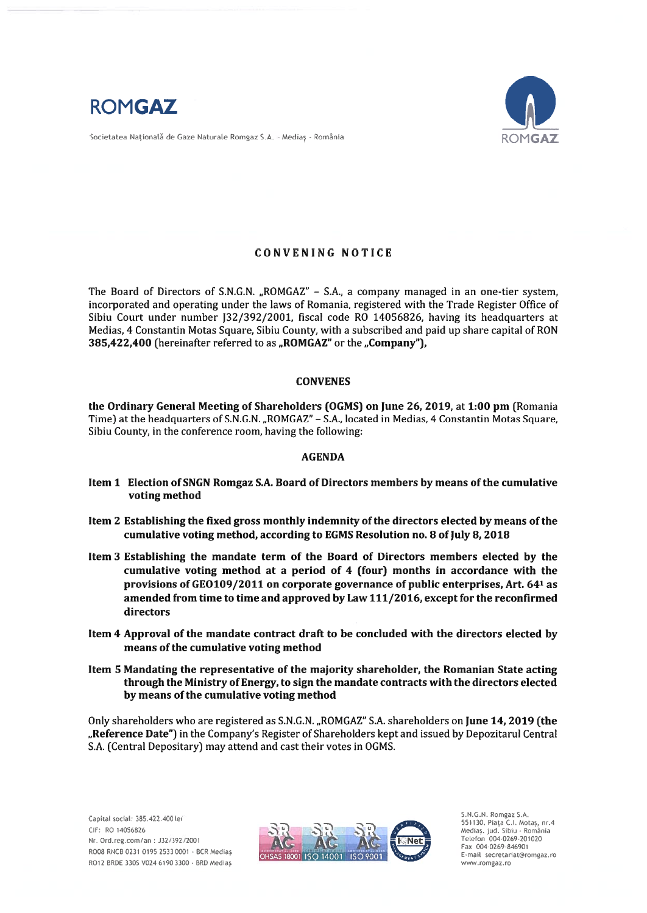# CONVENING NOTICE

The Board of Directors of S.N.G.N. „ROMGAZ" – S.A., a company managed in an one-tier system, incorporated and operating under the laws of Romania, registered with the Trade Register Office of Sibiu Court under number J32/392/2001, fiscal code RO 14056826, having its headquarters at Medias, 4 Constantin Motas Square, Sibiu County, with a subscribed and paid up share capital of RON **385,422,400** (hereinafter referred to as **„ROMGAZ"** or the **„Company"),**

**CONVENES**

**the Ordinary General Meeting of Shareholders (OGMS) on June 26, 2019,** at **1:00 pm** (Romania Time) at the headquarters of S.N.G.N. „ROMGAZ" – S.A., located in Medias, 4 Constantin Motas Square, Sibiu County, in the conference room, having the following:

**AGENDA**

**Item 1 Election of SNGN Romgaz S.A. Board of Directors members by means of the cumulative voting method**

**Item 2 Establishing the fixed gross monthly indemnity of the directors elected by means of the cumulative voting method, according to EGMS Resolution no. 8 of July 8, 2018**

**Item 3 Establishing the mandate term of the Board of Directors members elected by the cumulative voting method at a period of 4 (four) months in accordance with the provisions of GEO109/2011 on corporate governance of public enterprises, Art. 64[1] as amended from time to time and approved by Law 111/2016, except for the reconfirmed directors**

**Item 4 Approval of the mandate contract draft to be concluded with the directors elected by means of the cumulative voting method**

**Item 5 Mandating the representative of the majority shareholder, the Romanian State acting through the Ministry of Energy, to sign the mandate contracts with the directors elected by means of the cumulative voting method**

Only shareholders who are registered as S.N.G.N. „ROMGAZ" S.A. shareholders on **June 14, 2019 (the „Reference Date")** in the Company's Register of Shareholders kept and issued by Depozitarul Central S.A. (Central Depositary) may attend and cast their votes in OGMS.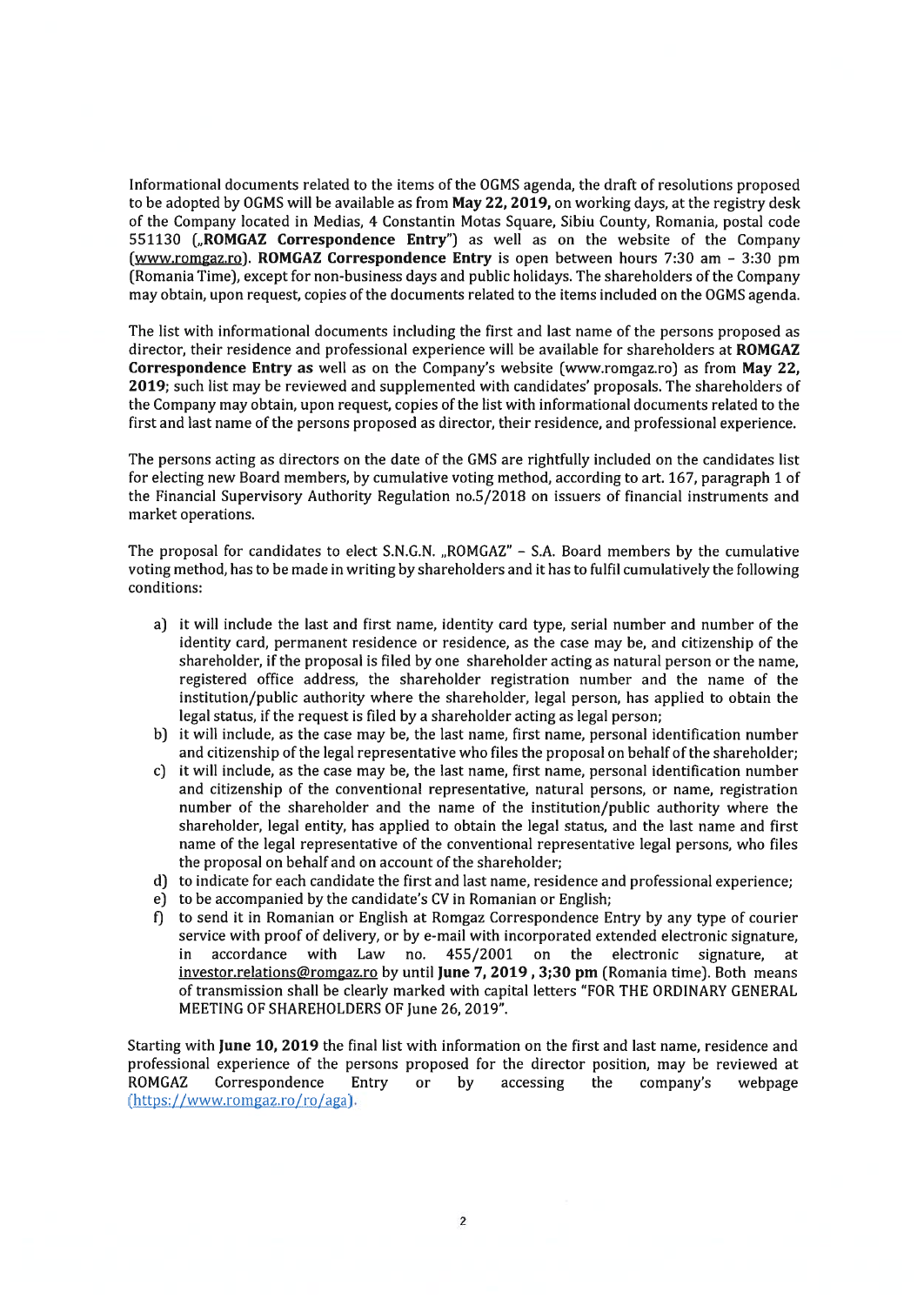Informational documents related to the items of the OGMS agenda, the draft of resolutions proposed to be adopted by OGMS will be available as from **May 22, 2019,** on working days, at the registry desk of the Company located in Medias, 4 Constantin Motas Square, Sibiu County, Romania, postal code 551130 („**ROMGAZ Correspondence Entry**") as well as on the website of the Company (www.romgaz.ro). **ROMGAZ Correspondence Entry** is open between hours 7:30 am – 3:30 pm (Romania Time), except for non-business days and public holidays. The shareholders of the Company may obtain, upon request, copies of the documents related to the items included on the OGMS agenda.

The list with informational documents including the first and last name of the persons proposed as director, their residence and professional experience will be available for shareholders at **ROMGAZ Correspondence Entry as** well as on the Company's website (www.romgaz.ro) as from **May 22, 2019**; such list may be reviewed and supplemented with candidates' proposals. The shareholders of the Company may obtain, upon request, copies of the list with informational documents related to the first and last name of the persons proposed as director, their residence, and professional experience.

The persons acting as directors on the date of the GMS are rightfully included on the candidates list for electing new Board members, by cumulative voting method, according to art. 167, paragraph 1 of the Financial Supervisory Authority Regulation no.5/2018 on issuers of financial instruments and market operations.

The proposal for candidates to elect S.N.G.N. „ROMGAZ" – S.A. Board members by the cumulative voting method, has to be made in writing by shareholders and it has to fulfil cumulatively the following conditions:

a) it will include the last and first name, identity card type, serial number and number of the identity card, permanent residence or residence, as the case may be, and citizenship of the shareholder, if the proposal is filed by one shareholder acting as natural person or the name, registered office address, the shareholder registration number and the name of the institution/public authority where the shareholder, legal person, has applied to obtain the legal status, if the request is filed by a shareholder acting as legal person;
b) it will include, as the case may be, the last name, first name, personal identification number and citizenship of the legal representative who files the proposal on behalf of the shareholder;
c) it will include, as the case may be, the last name, first name, personal identification number and citizenship of the conventional representative, natural persons, or name, registration number of the shareholder and the name of the institution/public authority where the shareholder, legal entity, has applied to obtain the legal status, and the last name and first name of the legal representative of the conventional representative legal persons, who files the proposal on behalf and on account of the shareholder;
d) to indicate for each candidate the first and last name, residence and professional experience;
e) to be accompanied by the candidate's CV in Romanian or English;
f) to send it in Romanian or English at Romgaz Correspondence Entry by any type of courier service with proof of delivery, or by e-mail with incorporated extended electronic signature, in accordance with Law no. 455/2001 on the electronic signature, at investor.relations@romgaz.ro by until **June 7, 2019 , 3;30 pm** (Romania time). Both means of transmission shall be clearly marked with capital letters "FOR THE ORDINARY GENERAL MEETING OF SHAREHOLDERS OF June 26, 2019".

Starting with **June 10, 2019** the final list with information on the first and last name, residence and professional experience of the persons proposed for the director position, may be reviewed at ROMGAZ Correspondence Entry or by accessing the company's webpage (https://www.romgaz.ro/ro/aga).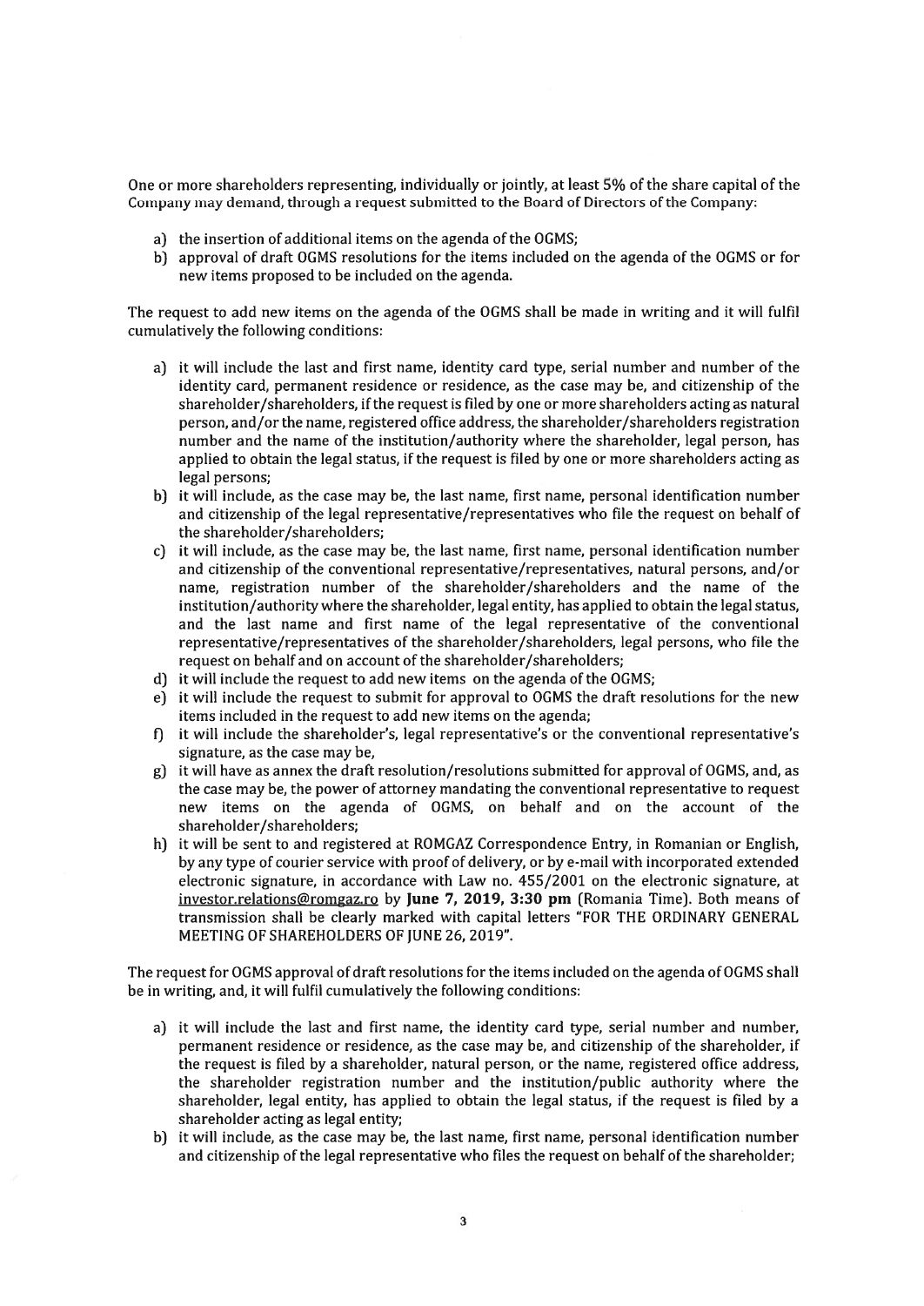One or more shareholders representing, individually or jointly, at least 5% of the share capital of the Company may demand, through a request submitted to the Board of Directors of the Company:

a) the insertion of additional items on the agenda of the OGMS;
b) approval of draft OGMS resolutions for the items included on the agenda of the OGMS or for new items proposed to be included on the agenda.

The request to add new items on the agenda of the OGMS shall be made in writing and it will fulfil cumulatively the following conditions:

a) it will include the last and first name, identity card type, serial number and number of the identity card, permanent residence or residence, as the case may be, and citizenship of the shareholder/shareholders, if the request is filed by one or more shareholders acting as natural person, and/or the name, registered office address, the shareholder/shareholders registration number and the name of the institution/authority where the shareholder, legal person, has applied to obtain the legal status, if the request is filed by one or more shareholders acting as legal persons;
b) it will include, as the case may be, the last name, first name, personal identification number and citizenship of the legal representative/representatives who file the request on behalf of the shareholder/shareholders;
c) it will include, as the case may be, the last name, first name, personal identification number and citizenship of the conventional representative/representatives, natural persons, and/or name, registration number of the shareholder/shareholders and the name of the institution/authority where the shareholder, legal entity, has applied to obtain the legal status, and the last name and first name of the legal representative of the conventional representative/representatives of the shareholder/shareholders, legal persons, who file the request on behalf and on account of the shareholder/shareholders;
d) it will include the request to add new items on the agenda of the OGMS;
e) it will include the request to submit for approval to OGMS the draft resolutions for the new items included in the request to add new items on the agenda;
f) it will include the shareholder's, legal representative's or the conventional representative's signature, as the case may be,
g) it will have as annex the draft resolution/resolutions submitted for approval of OGMS, and, as the case may be, the power of attorney mandating the conventional representative to request new items on the agenda of OGMS, on behalf and on the account of the shareholder/shareholders;
h) it will be sent to and registered at ROMGAZ Correspondence Entry, in Romanian or English, by any type of courier service with proof of delivery, or by e-mail with incorporated extended electronic signature, in accordance with Law no. 455/2001 on the electronic signature, at investor.relations@romgaz.ro by **June 7, 2019, 3:30 pm** (Romania Time). Both means of transmission shall be clearly marked with capital letters "FOR THE ORDINARY GENERAL MEETING OF SHAREHOLDERS OF JUNE 26, 2019".

The request for OGMS approval of draft resolutions for the items included on the agenda of OGMS shall be in writing, and, it will fulfil cumulatively the following conditions:

a) it will include the last and first name, the identity card type, serial number and number, permanent residence or residence, as the case may be, and citizenship of the shareholder, if the request is filed by a shareholder, natural person, or the name, registered office address, the shareholder registration number and the institution/public authority where the shareholder, legal entity, has applied to obtain the legal status, if the request is filed by a shareholder acting as legal entity;
b) it will include, as the case may be, the last name, first name, personal identification number and citizenship of the legal representative who files the request on behalf of the shareholder;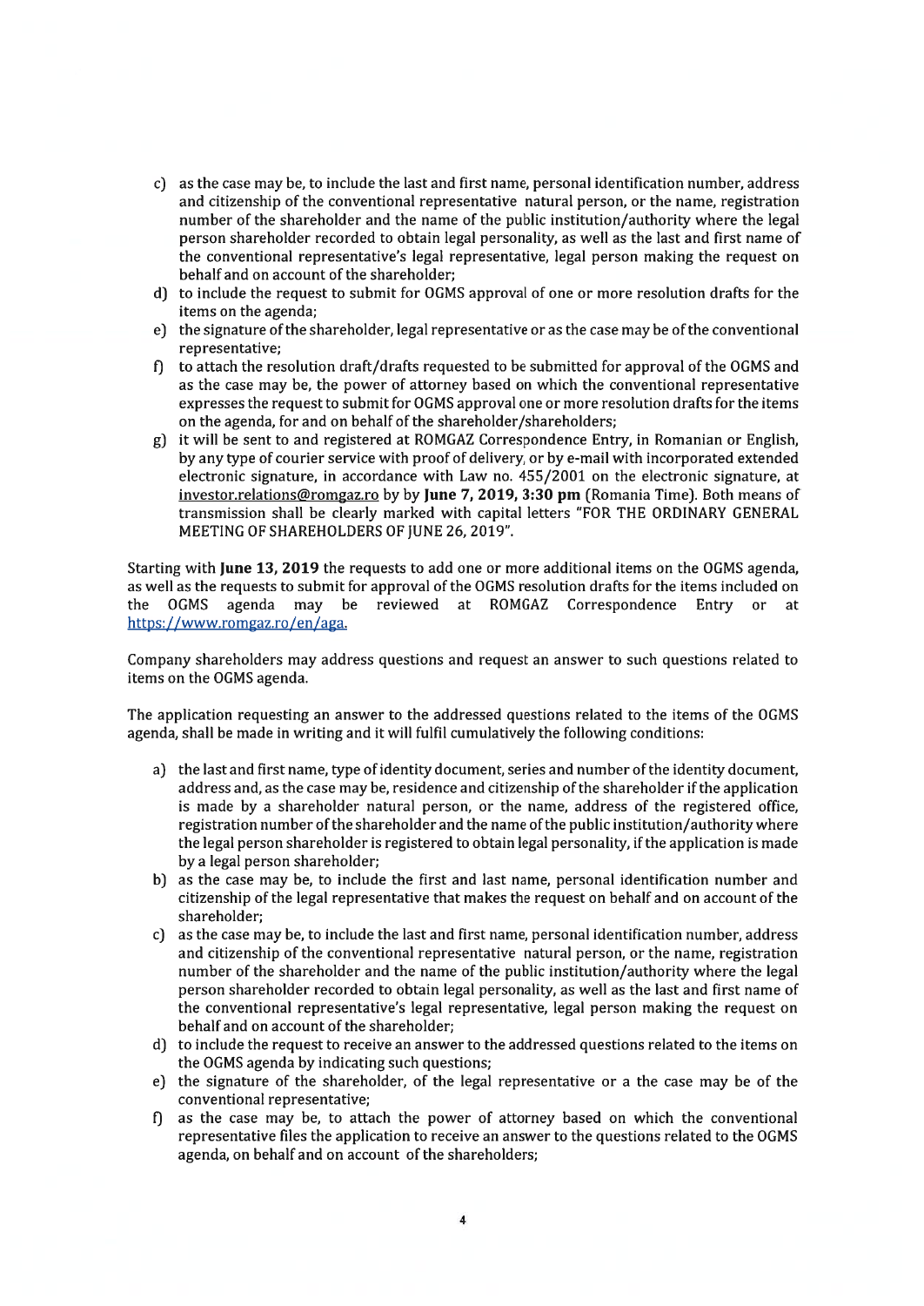c) as the case may be, to include the last and first name, personal identification number, address and citizenship of the conventional representative natural person, or the name, registration number of the shareholder and the name of the public institution/authority where the legal person shareholder recorded to obtain legal personality, as well as the last and first name of the conventional representative's legal representative, legal person making the request on behalf and on account of the shareholder;
d) to include the request to submit for OGMS approval of one or more resolution drafts for the items on the agenda;
e) the signature of the shareholder, legal representative or as the case may be of the conventional representative;
f) to attach the resolution draft/drafts requested to be submitted for approval of the OGMS and as the case may be, the power of attorney based on which the conventional representative expresses the request to submit for OGMS approval one or more resolution drafts for the items on the agenda, for and on behalf of the shareholder/shareholders;
g) it will be sent to and registered at ROMGAZ Correspondence Entry, in Romanian or English, by any type of courier service with proof of delivery, or by e-mail with incorporated extended electronic signature, in accordance with Law no. 455/2001 on the electronic signature, at investor.relations@romgaz.ro by by **June 7, 2019, 3:30 pm** (Romania Time). Both means of transmission shall be clearly marked with capital letters "FOR THE ORDINARY GENERAL MEETING OF SHAREHOLDERS OF JUNE 26, 2019".

Starting with **June 13, 2019** the requests to add one or more additional items on the OGMS agenda, as well as the requests to submit for approval of the OGMS resolution drafts for the items included on the OGMS agenda may be reviewed at ROMGAZ Correspondence Entry or at https://www.romgaz.ro/en/aga.

Company shareholders may address questions and request an answer to such questions related to items on the OGMS agenda.

The application requesting an answer to the addressed questions related to the items of the OGMS agenda, shall be made in writing and it will fulfil cumulatively the following conditions:

a) the last and first name, type of identity document, series and number of the identity document, address and, as the case may be, residence and citizenship of the shareholder if the application is made by a shareholder natural person, or the name, address of the registered office, registration number of the shareholder and the name of the public institution/authority where the legal person shareholder is registered to obtain legal personality, if the application is made by a legal person shareholder;
b) as the case may be, to include the first and last name, personal identification number and citizenship of the legal representative that makes the request on behalf and on account of the shareholder;
c) as the case may be, to include the last and first name, personal identification number, address and citizenship of the conventional representative natural person, or the name, registration number of the shareholder and the name of the public institution/authority where the legal person shareholder recorded to obtain legal personality, as well as the last and first name of the conventional representative's legal representative, legal person making the request on behalf and on account of the shareholder;
d) to include the request to receive an answer to the addressed questions related to the items on the OGMS agenda by indicating such questions;
e) the signature of the shareholder, of the legal representative or a the case may be of the conventional representative;
f) as the case may be, to attach the power of attorney based on which the conventional representative files the application to receive an answer to the questions related to the OGMS agenda, on behalf and on account of the shareholders;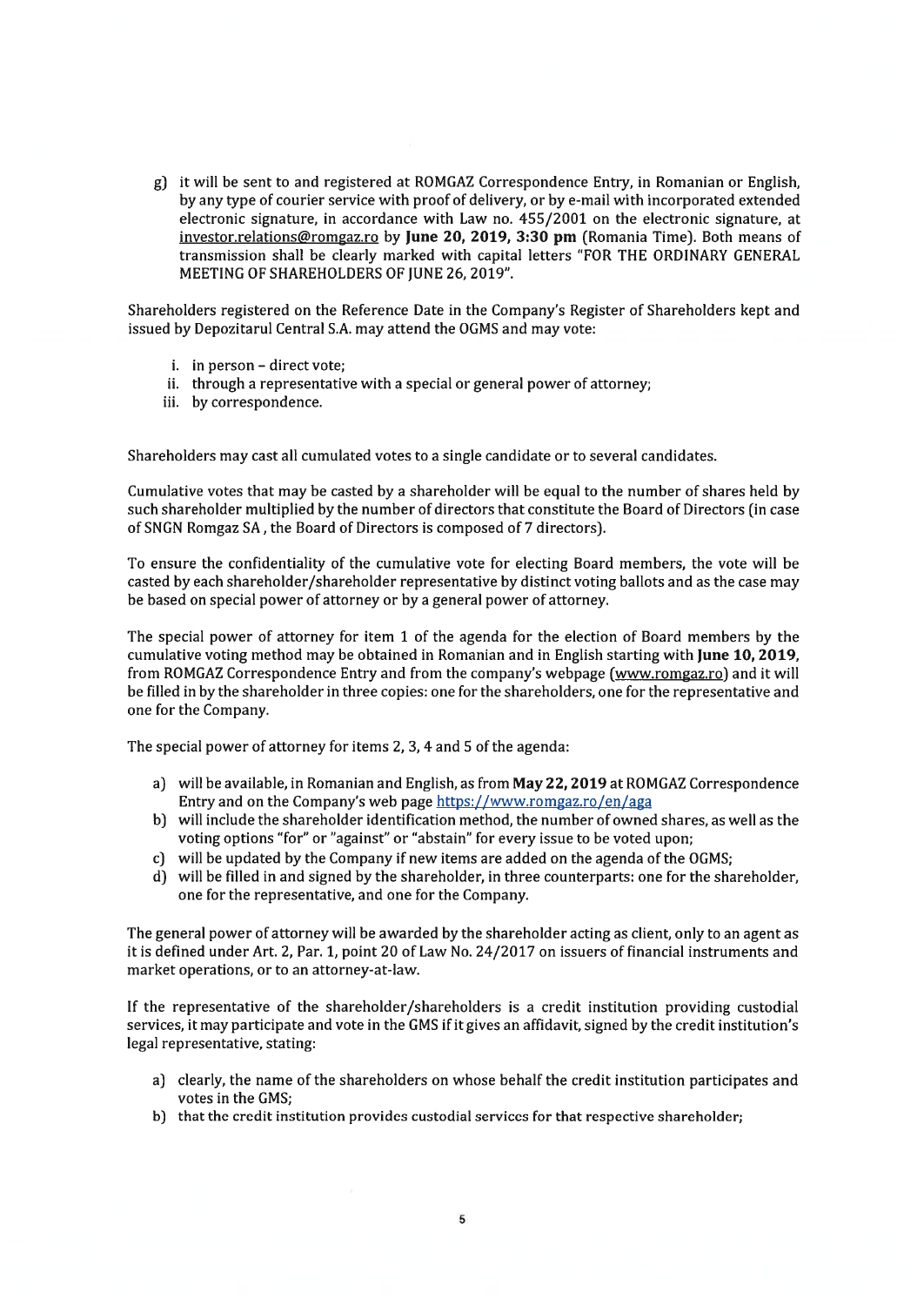g) it will be sent to and registered at ROMGAZ Correspondence Entry, in Romanian or English, by any type of courier service with proof of delivery, or by e-mail with incorporated extended electronic signature, in accordance with Law no. 455/2001 on the electronic signature, at investor.relations@romgaz.ro by **June 20, 2019, 3:30 pm** (Romania Time). Both means of transmission shall be clearly marked with capital letters "FOR THE ORDINARY GENERAL MEETING OF SHAREHOLDERS OF JUNE 26, 2019".

Shareholders registered on the Reference Date in the Company's Register of Shareholders kept and issued by Depozitarul Central S.A. may attend the OGMS and may vote:

i. in person – direct vote;
ii. through a representative with a special or general power of attorney;
iii. by correspondence.

Shareholders may cast all cumulated votes to a single candidate or to several candidates.

Cumulative votes that may be casted by a shareholder will be equal to the number of shares held by such shareholder multiplied by the number of directors that constitute the Board of Directors (in case of SNGN Romgaz SA , the Board of Directors is composed of 7 directors).

To ensure the confidentiality of the cumulative vote for electing Board members, the vote will be casted by each shareholder/shareholder representative by distinct voting ballots and as the case may be based on special power of attorney or by a general power of attorney.

The special power of attorney for item 1 of the agenda for the election of Board members by the cumulative voting method may be obtained in Romanian and in English starting with **June 10, 2019**, from ROMGAZ Correspondence Entry and from the company's webpage (www.romgaz.ro) and it will be filled in by the shareholder in three copies: one for the shareholders, one for the representative and one for the Company.

The special power of attorney for items 2, 3, 4 and 5 of the agenda:

a) will be available, in Romanian and English, as from **May 22, 2019** at ROMGAZ Correspondence Entry and on the Company's web page https://www.romgaz.ro/en/aga
b) will include the shareholder identification method, the number of owned shares, as well as the voting options "for" or "against" or "abstain" for every issue to be voted upon;
c) will be updated by the Company if new items are added on the agenda of the OGMS;
d) will be filled in and signed by the shareholder, in three counterparts: one for the shareholder, one for the representative, and one for the Company.

The general power of attorney will be awarded by the shareholder acting as client, only to an agent as it is defined under Art. 2, Par. 1, point 20 of Law No. 24/2017 on issuers of financial instruments and market operations, or to an attorney-at-law.

If the representative of the shareholder/shareholders is a credit institution providing custodial services, it may participate and vote in the GMS if it gives an affidavit, signed by the credit institution's legal representative, stating:

a) clearly, the name of the shareholders on whose behalf the credit institution participates and votes in the GMS;
b) that the credit institution provides custodial services for that respective shareholder;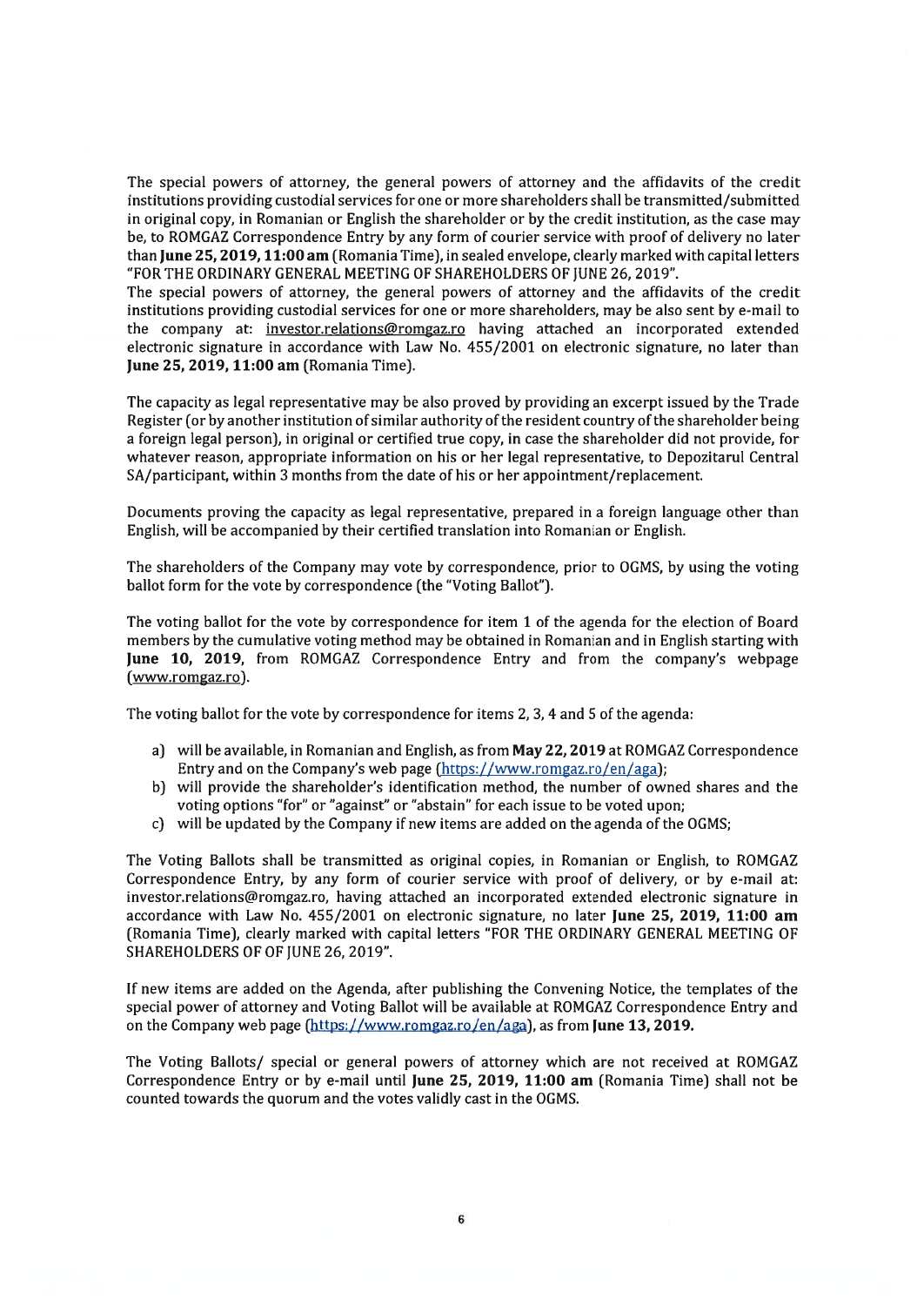The special powers of attorney, the general powers of attorney and the affidavits of the credit institutions providing custodial services for one or more shareholders shall be transmitted/submitted in original copy, in Romanian or English the shareholder or by the credit institution, as the case may be, to ROMGAZ Correspondence Entry by any form of courier service with proof of delivery no later than **June 25, 2019, 11:00 am** (Romania Time), in sealed envelope, clearly marked with capital letters "FOR THE ORDINARY GENERAL MEETING OF SHAREHOLDERS OF JUNE 26, 2019".
The special powers of attorney, the general powers of attorney and the affidavits of the credit institutions providing custodial services for one or more shareholders, may be also sent by e-mail to the company at: investor.relations@romgaz.ro having attached an incorporated extended electronic signature in accordance with Law No. 455/2001 on electronic signature, no later than **June 25, 2019, 11:00 am** (Romania Time).

The capacity as legal representative may be also proved by providing an excerpt issued by the Trade Register (or by another institution of similar authority of the resident country of the shareholder being a foreign legal person), in original or certified true copy, in case the shareholder did not provide, for whatever reason, appropriate information on his or her legal representative, to Depozitarul Central SA/participant, within 3 months from the date of his or her appointment/replacement.

Documents proving the capacity as legal representative, prepared in a foreign language other than English, will be accompanied by their certified translation into Romanian or English.

The shareholders of the Company may vote by correspondence, prior to OGMS, by using the voting ballot form for the vote by correspondence (the "Voting Ballot").

The voting ballot for the vote by correspondence for item 1 of the agenda for the election of Board members by the cumulative voting method may be obtained in Romanian and in English starting with **June 10, 2019**, from ROMGAZ Correspondence Entry and from the company's webpage (www.romgaz.ro).

The voting ballot for the vote by correspondence for items 2, 3, 4 and 5 of the agenda:

a) will be available, in Romanian and English, as from **May 22, 2019** at ROMGAZ Correspondence Entry and on the Company's web page (https://www.romgaz.ro/en/aga);
b) will provide the shareholder's identification method, the number of owned shares and the voting options "for" or "against" or "abstain" for each issue to be voted upon;
c) will be updated by the Company if new items are added on the agenda of the OGMS;

The Voting Ballots shall be transmitted as original copies, in Romanian or English, to ROMGAZ Correspondence Entry, by any form of courier service with proof of delivery, or by e-mail at: investor.relations@romgaz.ro, having attached an incorporated extended electronic signature in accordance with Law No. 455/2001 on electronic signature, no later **June 25, 2019, 11:00 am** (Romania Time), clearly marked with capital letters "FOR THE ORDINARY GENERAL MEETING OF SHAREHOLDERS OF OF JUNE 26, 2019".

If new items are added on the Agenda, after publishing the Convening Notice, the templates of the special power of attorney and Voting Ballot will be available at ROMGAZ Correspondence Entry and on the Company web page (https://www.romgaz.ro/en/aga), as from **June 13, 2019.**

The Voting Ballots/ special or general powers of attorney which are not received at ROMGAZ Correspondence Entry or by e-mail until **June 25, 2019, 11:00 am** (Romania Time) shall not be counted towards the quorum and the votes validly cast in the OGMS.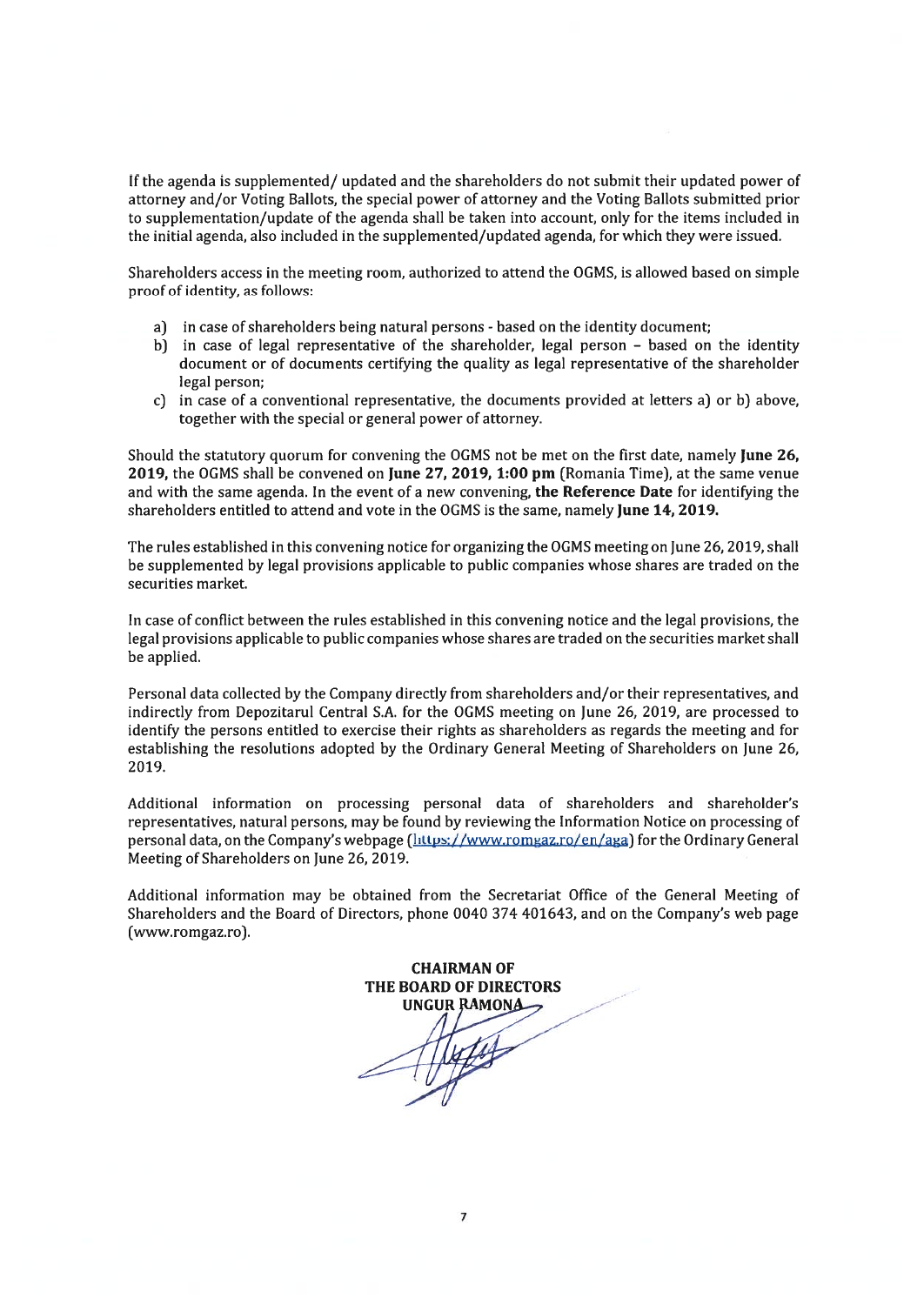If the agenda is supplemented/ updated and the shareholders do not submit their updated power of attorney and/or Voting Ballots, the special power of attorney and the Voting Ballots submitted prior to supplementation/update of the agenda shall be taken into account, only for the items included in the initial agenda, also included in the supplemented/updated agenda, for which they were issued.

Shareholders access in the meeting room, authorized to attend the OGMS, is allowed based on simple proof of identity, as follows:

a) in case of shareholders being natural persons - based on the identity document;
b) in case of legal representative of the shareholder, legal person – based on the identity document or of documents certifying the quality as legal representative of the shareholder legal person;
c) in case of a conventional representative, the documents provided at letters a) or b) above, together with the special or general power of attorney.

Should the statutory quorum for convening the OGMS not be met on the first date, namely **June 26, 2019**, the OGMS shall be convened on **June 27, 2019, 1:00 pm** (Romania Time), at the same venue and with the same agenda. In the event of a new convening, **the Reference Date** for identifying the shareholders entitled to attend and vote in the OGMS is the same, namely **June 14, 2019.**

The rules established in this convening notice for organizing the OGMS meeting on June 26, 2019, shall be supplemented by legal provisions applicable to public companies whose shares are traded on the securities market.

In case of conflict between the rules established in this convening notice and the legal provisions, the legal provisions applicable to public companies whose shares are traded on the securities market shall be applied.

Personal data collected by the Company directly from shareholders and/or their representatives, and indirectly from Depozitarul Central S.A. for the OGMS meeting on June 26, 2019, are processed to identify the persons entitled to exercise their rights as shareholders as regards the meeting and for establishing the resolutions adopted by the Ordinary General Meeting of Shareholders on June 26, 2019.

Additional information on processing personal data of shareholders and shareholder's representatives, natural persons, may be found by reviewing the Information Notice on processing of personal data, on the Company's webpage (https://www.romgaz.ro/en/aga) for the Ordinary General Meeting of Shareholders on June 26, 2019.

Additional information may be obtained from the Secretariat Office of the General Meeting of Shareholders and the Board of Directors, phone 0040 374 401643, and on the Company's web page (www.romgaz.ro).

**CHAIRMAN OF**
**THE BOARD OF DIRECTORS**
**UNGUR RAMONA**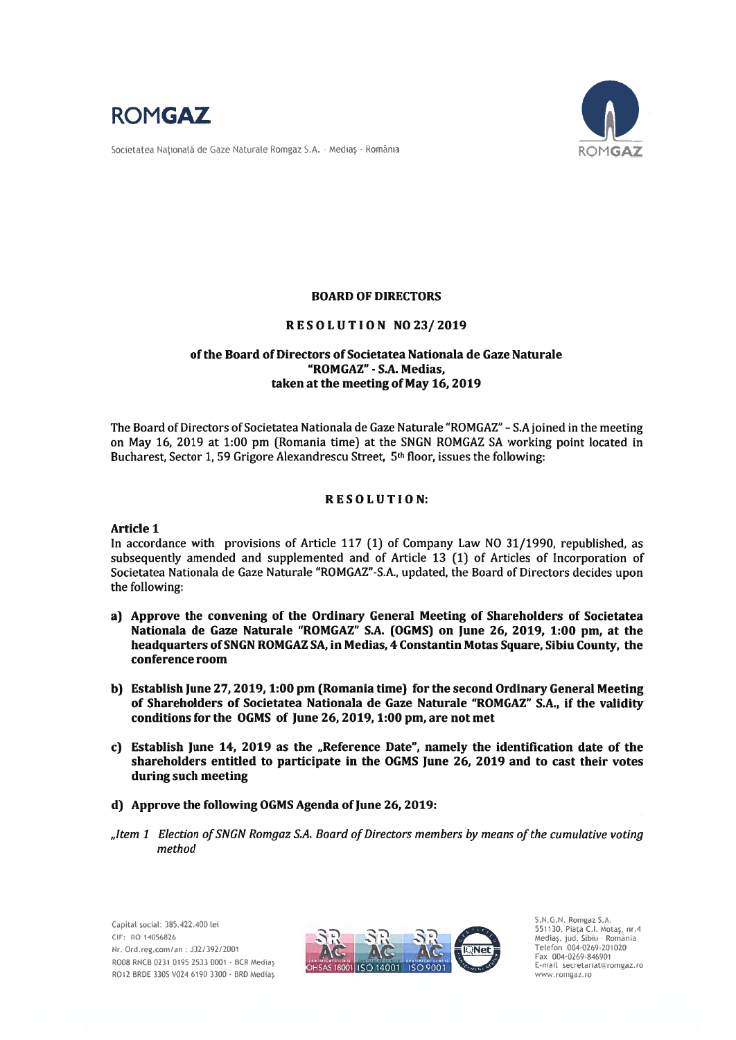# ROMGAZ

Societatea Națională de Gaze Naturale Romgaz S.A. - Mediaş - România

**BOARD OF DIRECTORS**

**RESOLUTION NO 23/ 2019**

**of the Board of Directors of Societatea Nationala de Gaze Naturale "ROMGAZ" - S.A. Medias, taken at the meeting of May 16, 2019**

The Board of Directors of Societatea Nationala de Gaze Naturale "ROMGAZ" – S.A joined in the meeting on May 16, 2019 at 1:00 pm (Romania time) at the SNGN ROMGAZ SA working point located in Bucharest, Sector 1, 59 Grigore Alexandrescu Street, 5th floor, issues the following:

**RESOLUTION:**

**Article 1**

In accordance with provisions of Article 117 (1) of Company Law NO 31/1990, republished, as subsequently amended and supplemented and of Article 13 (1) of Articles of Incorporation of Societatea Nationala de Gaze Naturale "ROMGAZ"-S.A., updated, the Board of Directors decides upon the following:

**a) Approve the convening of the Ordinary General Meeting of Shareholders of Societatea Nationala de Gaze Naturale "ROMGAZ" S.A. (OGMS) on June 26, 2019, 1:00 pm, at the headquarters of SNGN ROMGAZ SA, in Medias, 4 Constantin Motas Square, Sibiu County, the conference room**

**b) Establish June 27, 2019, 1:00 pm (Romania time) for the second Ordinary General Meeting of Shareholders of Societatea Nationala de Gaze Naturale "ROMGAZ" S.A., if the validity conditions for the OGMS of June 26, 2019, 1:00 pm, are not met**

**c) Establish June 14, 2019 as the „Reference Date", namely the identification date of the shareholders entitled to participate in the OGMS June 26, 2019 and to cast their votes during such meeting**

**d) Approve the following OGMS Agenda of June 26, 2019:**

*„Item 1 Election of SNGN Romgaz S.A. Board of Directors members by means of the cumulative voting method*

Capital social: 385.422.400 lei
CIF: RO 14056826
Nr. Ord.reg.com/an : J32/392/2001
RO08 RNCB 0231 0195 2533 0001 - BCR Mediaş
RO12 BRDE 330S V024 6190 3300 - BRD Mediaş

S.N.G.N. Romgaz S.A.
551130, Piața C.I. Motaş, nr.4
Mediaş, jud. Sibiu - România
Telefon 004-0269-201020
Fax 004-0269-846901
E-mail secretariat@romgaz.ro
www.romgaz.ro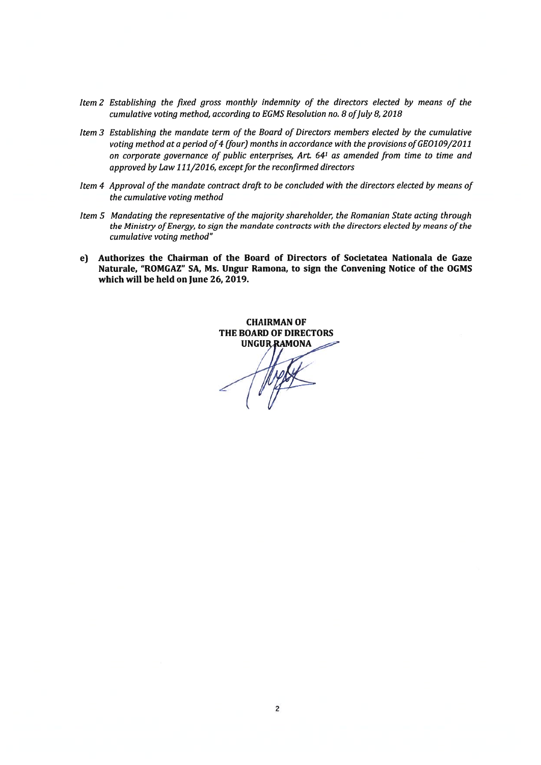*Item 2 Establishing the fixed gross monthly indemnity of the directors elected by means of the cumulative voting method, according to EGMS Resolution no. 8 of July 8, 2018*

*Item 3 Establishing the mandate term of the Board of Directors members elected by the cumulative voting method at a period of 4 (four) months in accordance with the provisions of GEO109/2011 on corporate governance of public enterprises, Art. 64[1] as amended from time to time and approved by Law 111/2016, except for the reconfirmed directors*

*Item 4 Approval of the mandate contract draft to be concluded with the directors elected by means of the cumulative voting method*

*Item 5 Mandating the representative of the majority shareholder, the Romanian State acting through the Ministry of Energy, to sign the mandate contracts with the directors elected by means of the cumulative voting method"*

**e) Authorizes the Chairman of the Board of Directors of Societatea Nationala de Gaze Naturale, "ROMGAZ" SA, Ms. Ungur Ramona, to sign the Convening Notice of the OGMS which will be held on June 26, 2019.**

**CHAIRMAN OF**
**THE BOARD OF DIRECTORS**
**UNGUR RAMONA**